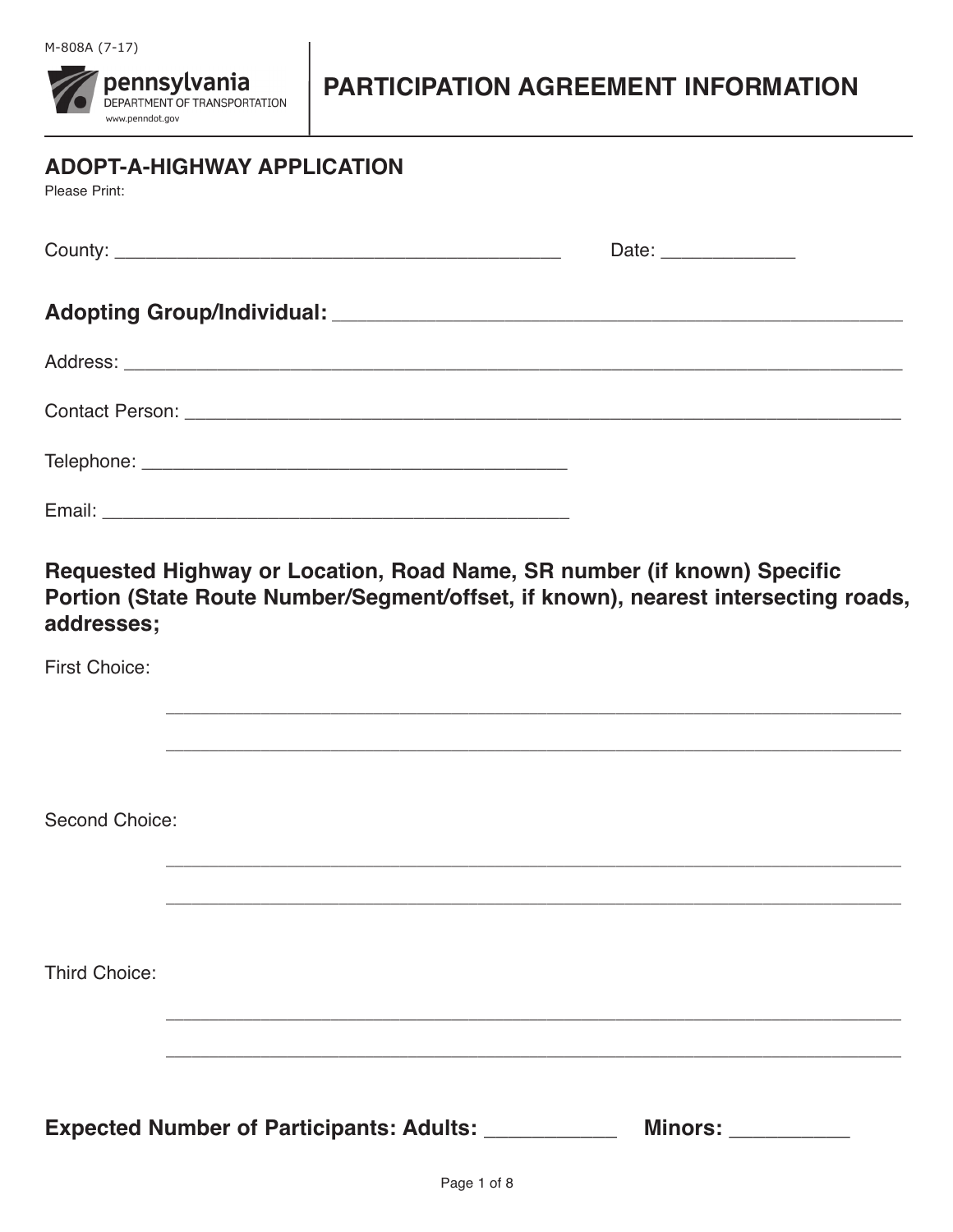M-808A (7-17)

pennsylvania
DEPARTMENT OF TRANSPORTATION
www.penndot.gov

# PARTICIPATION AGREEMENT INFORMATION

## ADOPT-A-HIGHWAY APPLICATION

Please Print:

County: ________________________________________ Date: ____________

**Adopting Group/Individual:** ________________________________________________

Address: ______________________________________________________________________

Contact Person: ________________________________________________________________

Telephone: ________________________________________

Email: ____________________________________________

**Requested Highway or Location, Road Name, SR number (if known) Specific Portion (State Route Number/Segment/offset, if known), nearest intersecting roads, addresses;**

First Choice:

__________________________________________________________________

__________________________________________________________________

Second Choice:

__________________________________________________________________

__________________________________________________________________

Third Choice:

__________________________________________________________________

__________________________________________________________________

**Expected Number of Participants: Adults:** ___________ **Minors:** __________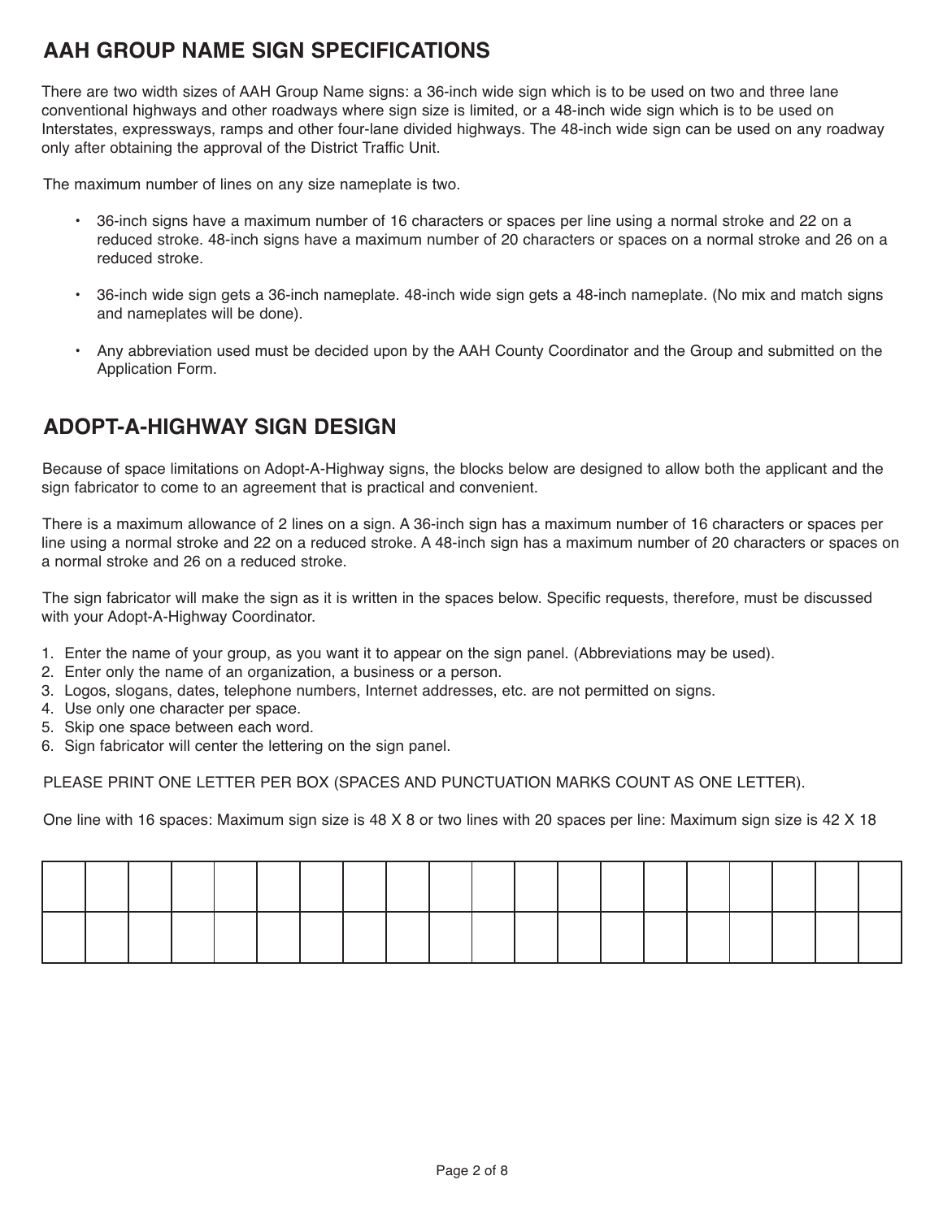## AAH GROUP NAME SIGN SPECIFICATIONS

There are two width sizes of AAH Group Name signs: a 36-inch wide sign which is to be used on two and three lane conventional highways and other roadways where sign size is limited, or a 48-inch wide sign which is to be used on Interstates, expressways, ramps and other four-lane divided highways. The 48-inch wide sign can be used on any roadway only after obtaining the approval of the District Traffic Unit.

The maximum number of lines on any size nameplate is two.

- 36-inch signs have a maximum number of 16 characters or spaces per line using a normal stroke and 22 on a reduced stroke. 48-inch signs have a maximum number of 20 characters or spaces on a normal stroke and 26 on a reduced stroke.
- 36-inch wide sign gets a 36-inch nameplate. 48-inch wide sign gets a 48-inch nameplate. (No mix and match signs and nameplates will be done).
- Any abbreviation used must be decided upon by the AAH County Coordinator and the Group and submitted on the Application Form.

## ADOPT-A-HIGHWAY SIGN DESIGN

Because of space limitations on Adopt-A-Highway signs, the blocks below are designed to allow both the applicant and the sign fabricator to come to an agreement that is practical and convenient.

There is a maximum allowance of 2 lines on a sign. A 36-inch sign has a maximum number of 16 characters or spaces per line using a normal stroke and 22 on a reduced stroke. A 48-inch sign has a maximum number of 20 characters or spaces on a normal stroke and 26 on a reduced stroke.

The sign fabricator will make the sign as it is written in the spaces below. Specific requests, therefore, must be discussed with your Adopt-A-Highway Coordinator.

1. Enter the name of your group, as you want it to appear on the sign panel. (Abbreviations may be used).
2. Enter only the name of an organization, a business or a person.
3. Logos, slogans, dates, telephone numbers, Internet addresses, etc. are not permitted on signs.
4. Use only one character per space.
5. Skip one space between each word.
6. Sign fabricator will center the lettering on the sign panel.

PLEASE PRINT ONE LETTER PER BOX (SPACES AND PUNCTUATION MARKS COUNT AS ONE LETTER).

One line with 16 spaces: Maximum sign size is 48 X 8 or two lines with 20 spaces per line: Maximum sign size is 42 X 18

| | | | | | | | | | | | | | | | | | | | |
|---|---|---|---|---|---|---|---|---|---|---|---|---|---|---|---|---|---|---|---|
| | | | | | | | | | | | | | | | | | | | |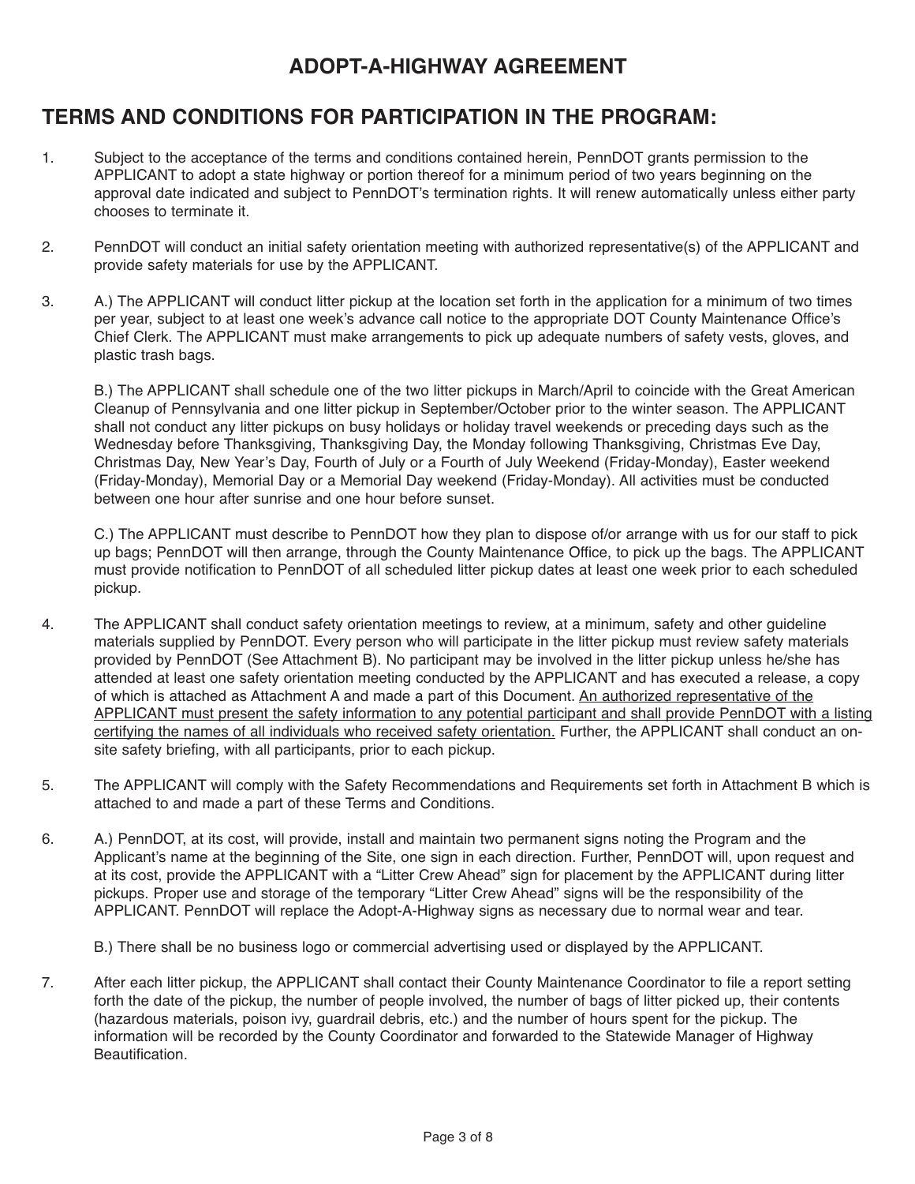# ADOPT-A-HIGHWAY AGREEMENT

## TERMS AND CONDITIONS FOR PARTICIPATION IN THE PROGRAM:

1. Subject to the acceptance of the terms and conditions contained herein, PennDOT grants permission to the APPLICANT to adopt a state highway or portion thereof for a minimum period of two years beginning on the approval date indicated and subject to PennDOT's termination rights. It will renew automatically unless either party chooses to terminate it.

2. PennDOT will conduct an initial safety orientation meeting with authorized representative(s) of the APPLICANT and provide safety materials for use by the APPLICANT.

3. A.) The APPLICANT will conduct litter pickup at the location set forth in the application for a minimum of two times per year, subject to at least one week's advance call notice to the appropriate DOT County Maintenance Office's Chief Clerk. The APPLICANT must make arrangements to pick up adequate numbers of safety vests, gloves, and plastic trash bags.

   B.) The APPLICANT shall schedule one of the two litter pickups in March/April to coincide with the Great American Cleanup of Pennsylvania and one litter pickup in September/October prior to the winter season. The APPLICANT shall not conduct any litter pickups on busy holidays or holiday travel weekends or preceding days such as the Wednesday before Thanksgiving, Thanksgiving Day, the Monday following Thanksgiving, Christmas Eve Day, Christmas Day, New Year's Day, Fourth of July or a Fourth of July Weekend (Friday-Monday), Easter weekend (Friday-Monday), Memorial Day or a Memorial Day weekend (Friday-Monday). All activities must be conducted between one hour after sunrise and one hour before sunset.

   C.) The APPLICANT must describe to PennDOT how they plan to dispose of/or arrange with us for our staff to pick up bags; PennDOT will then arrange, through the County Maintenance Office, to pick up the bags. The APPLICANT must provide notification to PennDOT of all scheduled litter pickup dates at least one week prior to each scheduled pickup.

4. The APPLICANT shall conduct safety orientation meetings to review, at a minimum, safety and other guideline materials supplied by PennDOT. Every person who will participate in the litter pickup must review safety materials provided by PennDOT (See Attachment B). No participant may be involved in the litter pickup unless he/she has attended at least one safety orientation meeting conducted by the APPLICANT and has executed a release, a copy of which is attached as Attachment A and made a part of this Document. <u>An authorized representative of the APPLICANT must present the safety information to any potential participant and shall provide PennDOT with a listing certifying the names of all individuals who received safety orientation.</u> Further, the APPLICANT shall conduct an on-site safety briefing, with all participants, prior to each pickup.

5. The APPLICANT will comply with the Safety Recommendations and Requirements set forth in Attachment B which is attached to and made a part of these Terms and Conditions.

6. A.) PennDOT, at its cost, will provide, install and maintain two permanent signs noting the Program and the Applicant's name at the beginning of the Site, one sign in each direction. Further, PennDOT will, upon request and at its cost, provide the APPLICANT with a "Litter Crew Ahead" sign for placement by the APPLICANT during litter pickups. Proper use and storage of the temporary "Litter Crew Ahead" signs will be the responsibility of the APPLICANT. PennDOT will replace the Adopt-A-Highway signs as necessary due to normal wear and tear.

   B.) There shall be no business logo or commercial advertising used or displayed by the APPLICANT.

7. After each litter pickup, the APPLICANT shall contact their County Maintenance Coordinator to file a report setting forth the date of the pickup, the number of people involved, the number of bags of litter picked up, their contents (hazardous materials, poison ivy, guardrail debris, etc.) and the number of hours spent for the pickup. The information will be recorded by the County Coordinator and forwarded to the Statewide Manager of Highway Beautification.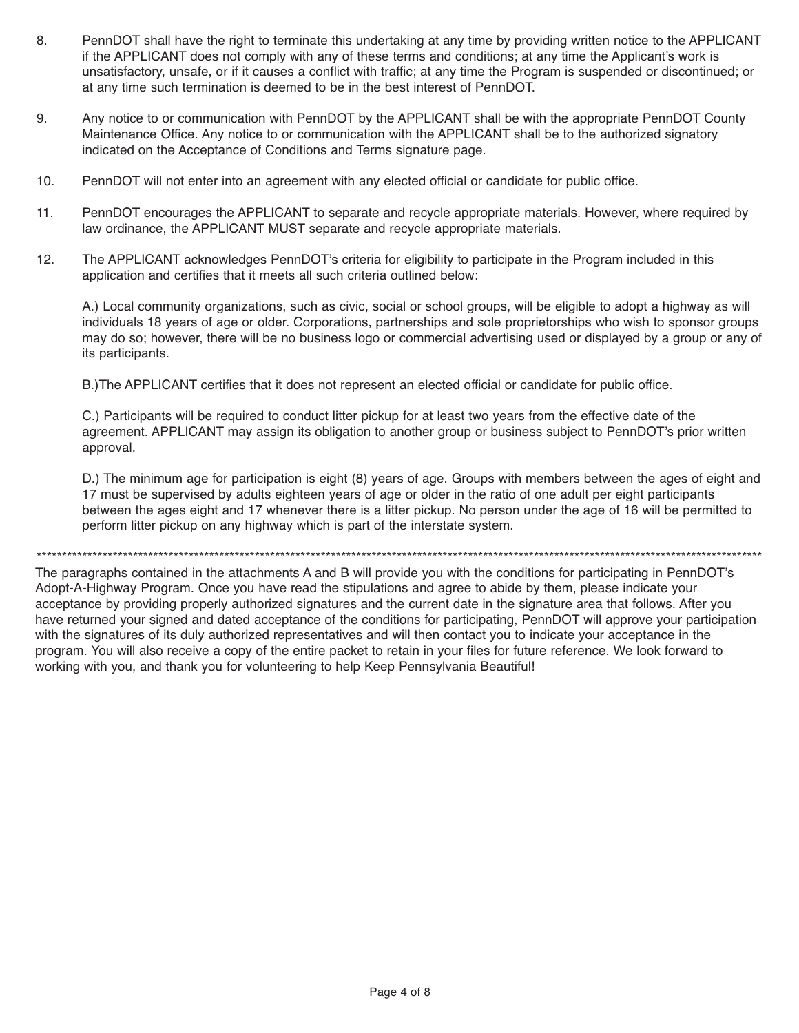8. PennDOT shall have the right to terminate this undertaking at any time by providing written notice to the APPLICANT if the APPLICANT does not comply with any of these terms and conditions; at any time the Applicant's work is unsatisfactory, unsafe, or if it causes a conflict with traffic; at any time the Program is suspended or discontinued; or at any time such termination is deemed to be in the best interest of PennDOT.

9. Any notice to or communication with PennDOT by the APPLICANT shall be with the appropriate PennDOT County Maintenance Office. Any notice to or communication with the APPLICANT shall be to the authorized signatory indicated on the Acceptance of Conditions and Terms signature page.

10. PennDOT will not enter into an agreement with any elected official or candidate for public office.

11. PennDOT encourages the APPLICANT to separate and recycle appropriate materials. However, where required by law ordinance, the APPLICANT MUST separate and recycle appropriate materials.

12. The APPLICANT acknowledges PennDOT's criteria for eligibility to participate in the Program included in this application and certifies that it meets all such criteria outlined below:

    A.) Local community organizations, such as civic, social or school groups, will be eligible to adopt a highway as will individuals 18 years of age or older. Corporations, partnerships and sole proprietorships who wish to sponsor groups may do so; however, there will be no business logo or commercial advertising used or displayed by a group or any of its participants.

    B.)The APPLICANT certifies that it does not represent an elected official or candidate for public office.

    C.) Participants will be required to conduct litter pickup for at least two years from the effective date of the agreement. APPLICANT may assign its obligation to another group or business subject to PennDOT's prior written approval.

    D.) The minimum age for participation is eight (8) years of age. Groups with members between the ages of eight and 17 must be supervised by adults eighteen years of age or older in the ratio of one adult per eight participants between the ages eight and 17 whenever there is a litter pickup. No person under the age of 16 will be permitted to perform litter pickup on any highway which is part of the interstate system.

---

The paragraphs contained in the attachments A and B will provide you with the conditions for participating in PennDOT's Adopt-A-Highway Program. Once you have read the stipulations and agree to abide by them, please indicate your acceptance by providing properly authorized signatures and the current date in the signature area that follows. After you have returned your signed and dated acceptance of the conditions for participating, PennDOT will approve your participation with the signatures of its duly authorized representatives and will then contact you to indicate your acceptance in the program. You will also receive a copy of the entire packet to retain in your files for future reference. We look forward to working with you, and thank you for volunteering to help Keep Pennsylvania Beautiful!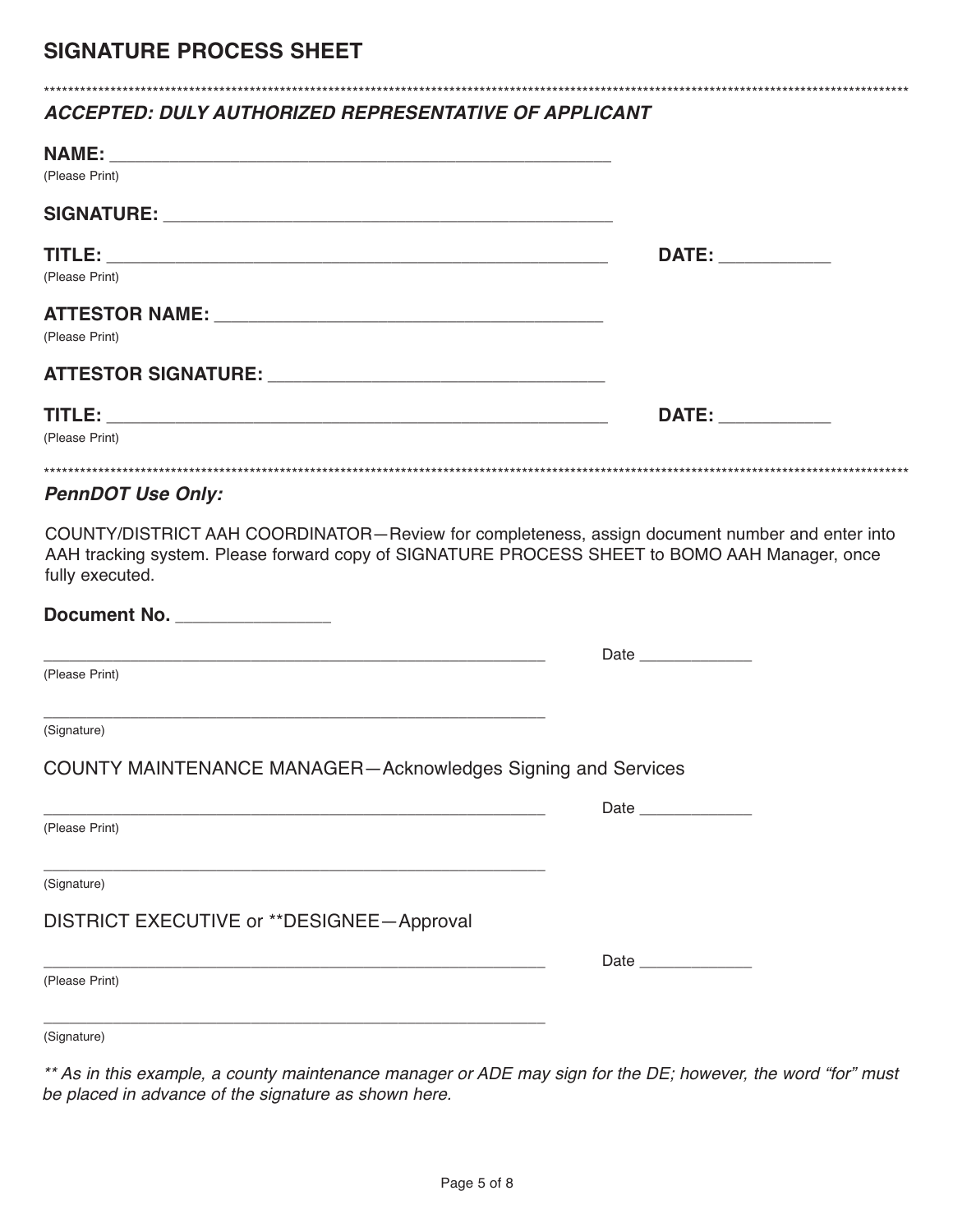# SIGNATURE PROCESS SHEET

*****************************************************************************************************************************************

***ACCEPTED: DULY AUTHORIZED REPRESENTATIVE OF APPLICANT***

**NAME:** ______________________________________________
(Please Print)

**SIGNATURE:** ________________________________________

**TITLE:** _____________________________________________ **DATE:** __________
(Please Print)

**ATTESTOR NAME:** ___________________________________
(Please Print)

**ATTESTOR SIGNATURE:** ______________________________

**TITLE:** _____________________________________________ **DATE:** __________
(Please Print)

*****************************************************************************************************************************************

***PennDOT Use Only:***

COUNTY/DISTRICT AAH COORDINATOR—Review for completeness, assign document number and enter into AAH tracking system. Please forward copy of SIGNATURE PROCESS SHEET to BOMO AAH Manager, once fully executed.

**Document No.** _______________

_____________________________________________ Date ____________
(Please Print)

_____________________________________________
(Signature)

COUNTY MAINTENANCE MANAGER—Acknowledges Signing and Services

_____________________________________________ Date ____________
(Please Print)

_____________________________________________
(Signature)

DISTRICT EXECUTIVE or **DESIGNEE—Approval

_____________________________________________ Date ____________
(Please Print)

_____________________________________________
(Signature)

*** As in this example, a county maintenance manager or ADE may sign for the DE; however, the word "for" must be placed in advance of the signature as shown here.*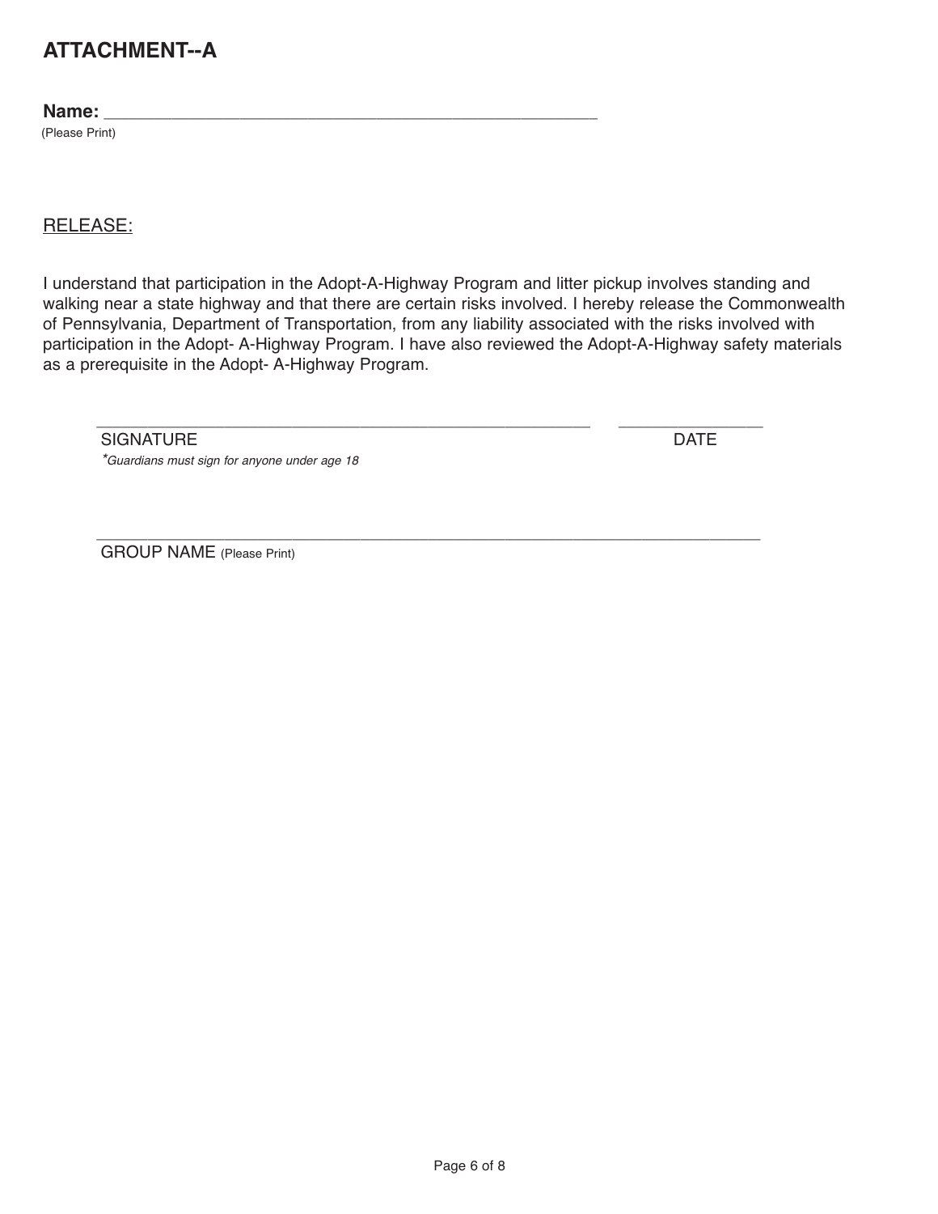# ATTACHMENT--A

**Name:** ______________________________________________________
(Please Print)

<u>RELEASE:</u>

I understand that participation in the Adopt-A-Highway Program and litter pickup involves standing and walking near a state highway and that there are certain risks involved. I hereby release the Commonwealth of Pennsylvania, Department of Transportation, from any liability associated with the risks involved with participation in the Adopt- A-Highway Program. I have also reviewed the Adopt-A-Highway safety materials as a prerequisite in the Adopt- A-Highway Program.

______________________________________________________ _______________
SIGNATURE DATE
*\*Guardians must sign for anyone under age 18*

_________________________________________________________________________
GROUP NAME (Please Print)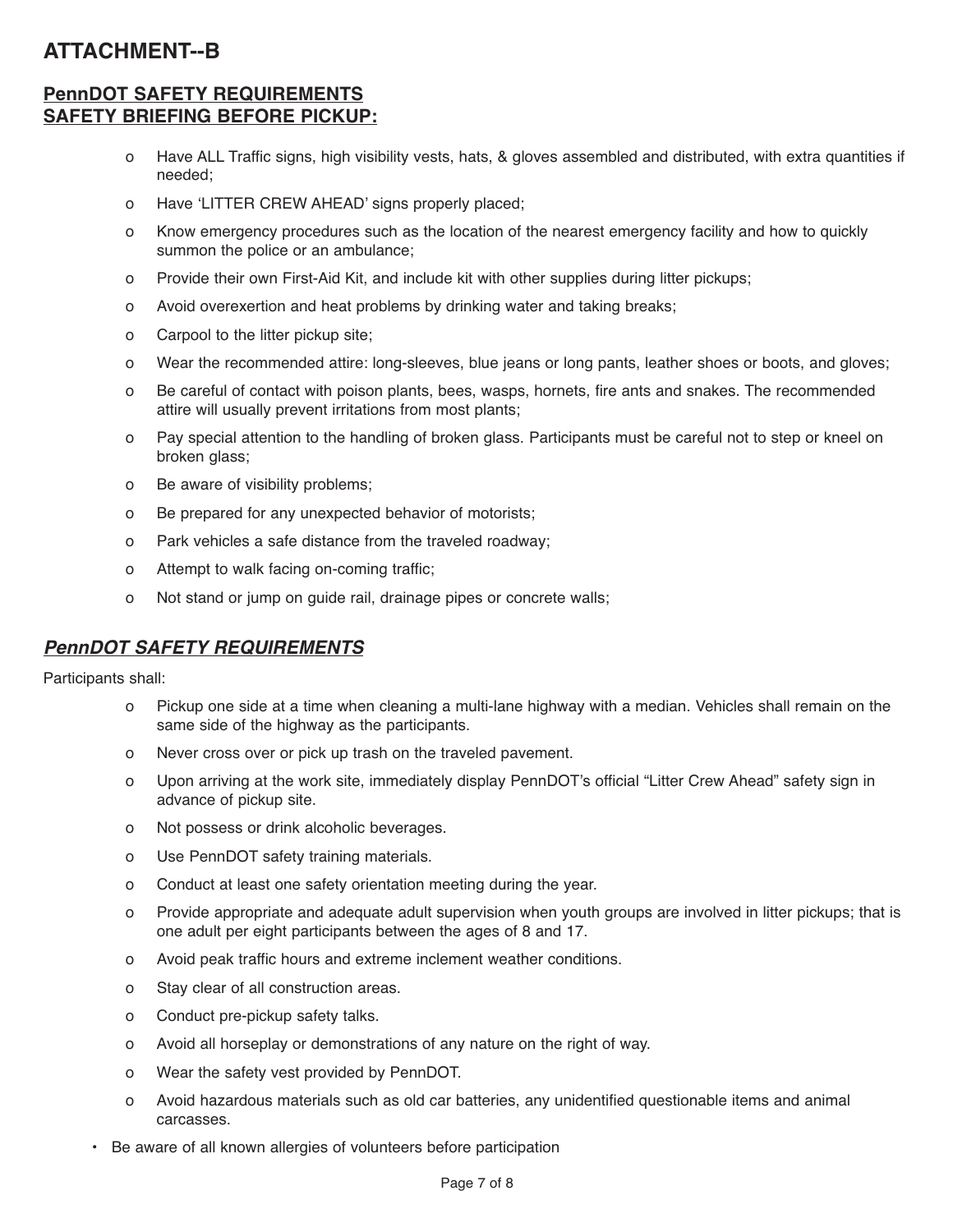# ATTACHMENT--B

## PennDOT SAFETY REQUIREMENTS
## SAFETY BRIEFING BEFORE PICKUP:

- Have ALL Traffic signs, high visibility vests, hats, & gloves assembled and distributed, with extra quantities if needed;
- Have 'LITTER CREW AHEAD' signs properly placed;
- Know emergency procedures such as the location of the nearest emergency facility and how to quickly summon the police or an ambulance;
- Provide their own First-Aid Kit, and include kit with other supplies during litter pickups;
- Avoid overexertion and heat problems by drinking water and taking breaks;
- Carpool to the litter pickup site;
- Wear the recommended attire: long-sleeves, blue jeans or long pants, leather shoes or boots, and gloves;
- Be careful of contact with poison plants, bees, wasps, hornets, fire ants and snakes. The recommended attire will usually prevent irritations from most plants;
- Pay special attention to the handling of broken glass. Participants must be careful not to step or kneel on broken glass;
- Be aware of visibility problems;
- Be prepared for any unexpected behavior of motorists;
- Park vehicles a safe distance from the traveled roadway;
- Attempt to walk facing on-coming traffic;
- Not stand or jump on guide rail, drainage pipes or concrete walls;

## ***PennDOT SAFETY REQUIREMENTS***

Participants shall:

- Pickup one side at a time when cleaning a multi-lane highway with a median. Vehicles shall remain on the same side of the highway as the participants.
- Never cross over or pick up trash on the traveled pavement.
- Upon arriving at the work site, immediately display PennDOT's official "Litter Crew Ahead" safety sign in advance of pickup site.
- Not possess or drink alcoholic beverages.
- Use PennDOT safety training materials.
- Conduct at least one safety orientation meeting during the year.
- Provide appropriate and adequate adult supervision when youth groups are involved in litter pickups; that is one adult per eight participants between the ages of 8 and 17.
- Avoid peak traffic hours and extreme inclement weather conditions.
- Stay clear of all construction areas.
- Conduct pre-pickup safety talks.
- Avoid all horseplay or demonstrations of any nature on the right of way.
- Wear the safety vest provided by PennDOT.
- Avoid hazardous materials such as old car batteries, any unidentified questionable items and animal carcasses.

- Be aware of all known allergies of volunteers before participation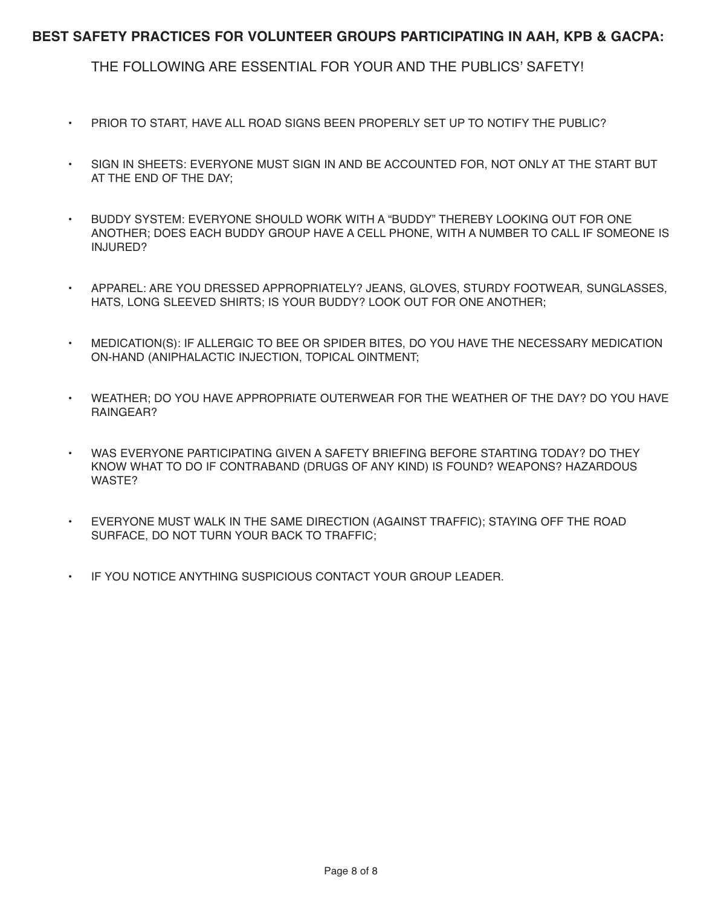**BEST SAFETY PRACTICES FOR VOLUNTEER GROUPS PARTICIPATING IN AAH, KPB & GACPA:**

THE FOLLOWING ARE ESSENTIAL FOR YOUR AND THE PUBLICS' SAFETY!

- PRIOR TO START, HAVE ALL ROAD SIGNS BEEN PROPERLY SET UP TO NOTIFY THE PUBLIC?
- SIGN IN SHEETS: EVERYONE MUST SIGN IN AND BE ACCOUNTED FOR, NOT ONLY AT THE START BUT AT THE END OF THE DAY;
- BUDDY SYSTEM: EVERYONE SHOULD WORK WITH A "BUDDY" THEREBY LOOKING OUT FOR ONE ANOTHER; DOES EACH BUDDY GROUP HAVE A CELL PHONE, WITH A NUMBER TO CALL IF SOMEONE IS INJURED?
- APPAREL: ARE YOU DRESSED APPROPRIATELY? JEANS, GLOVES, STURDY FOOTWEAR, SUNGLASSES, HATS, LONG SLEEVED SHIRTS; IS YOUR BUDDY? LOOK OUT FOR ONE ANOTHER;
- MEDICATION(S): IF ALLERGIC TO BEE OR SPIDER BITES, DO YOU HAVE THE NECESSARY MEDICATION ON-HAND (ANIPHALACTIC INJECTION, TOPICAL OINTMENT;
- WEATHER; DO YOU HAVE APPROPRIATE OUTERWEAR FOR THE WEATHER OF THE DAY? DO YOU HAVE RAINGEAR?
- WAS EVERYONE PARTICIPATING GIVEN A SAFETY BRIEFING BEFORE STARTING TODAY? DO THEY KNOW WHAT TO DO IF CONTRABAND (DRUGS OF ANY KIND) IS FOUND? WEAPONS? HAZARDOUS WASTE?
- EVERYONE MUST WALK IN THE SAME DIRECTION (AGAINST TRAFFIC); STAYING OFF THE ROAD SURFACE, DO NOT TURN YOUR BACK TO TRAFFIC;
- IF YOU NOTICE ANYTHING SUSPICIOUS CONTACT YOUR GROUP LEADER.